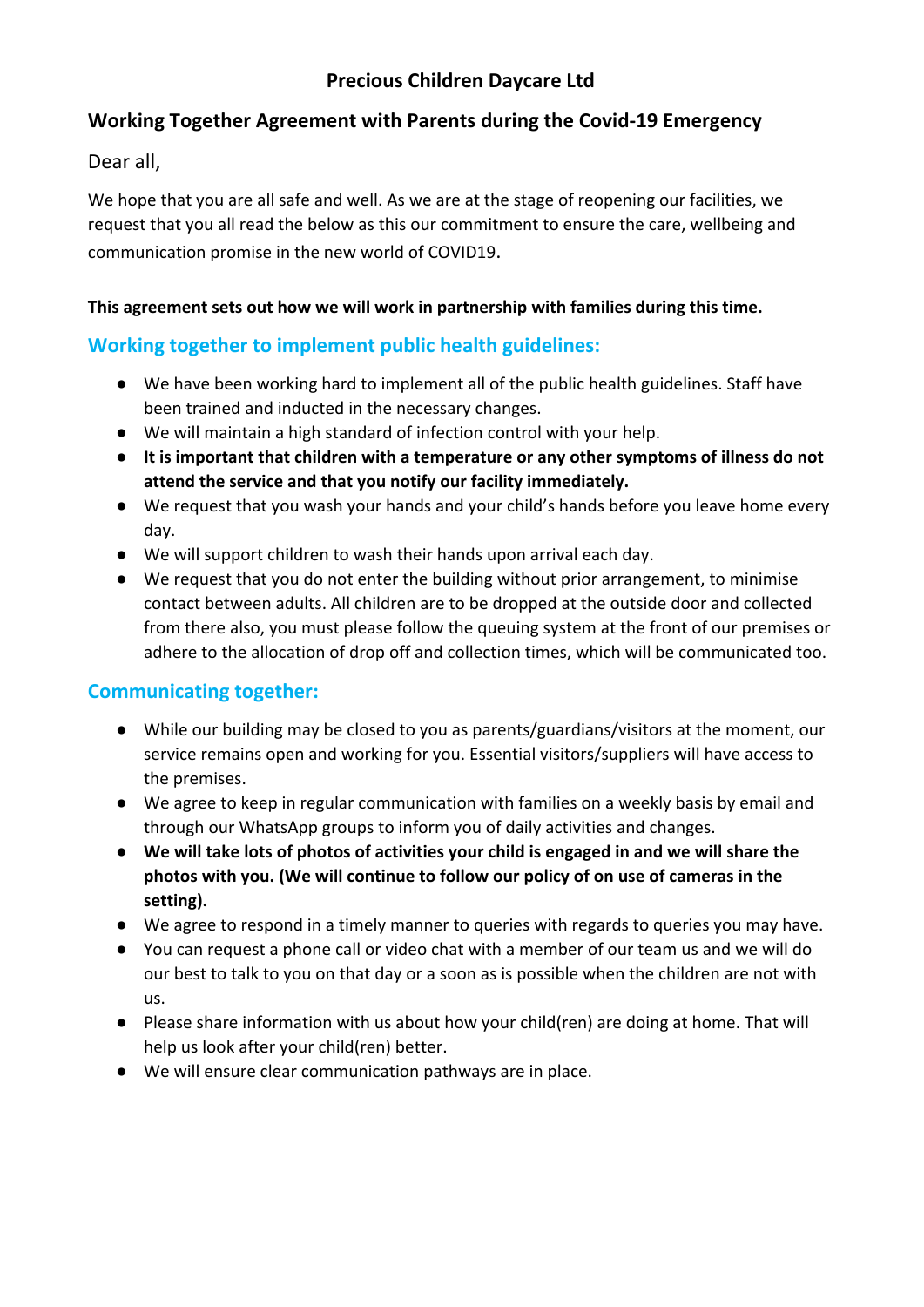# Precious Children Daycare Ltd

## Working Together Agreement with Parents during the Covid-19 Emergency

Dear all,

We hope that you are all safe and well. As we are at the stage of reopening our facilities, we request that you all read the below as this our commitment to ensure the care, wellbeing and communication promise in the new world of COVID19.

**This agreement sets out how we will work in partnership with families during this time.**

### Working together to implement public health guidelines:

- We have been working hard to implement all of the public health guidelines. Staff have been trained and inducted in the necessary changes.
- We will maintain a high standard of infection control with your help.
- **It is important that children with a temperature or any other symptoms of illness do not attend the service and that you notify our facility immediately.**
- We request that you wash your hands and your child's hands before you leave home every day.
- We will support children to wash their hands upon arrival each day.
- We request that you do not enter the building without prior arrangement, to minimise contact between adults. All children are to be dropped at the outside door and collected from there also, you must please follow the queuing system at the front of our premises or adhere to the allocation of drop off and collection times, which will be communicated too.

### Communicating together:

- While our building may be closed to you as parents/guardians/visitors at the moment, our service remains open and working for you. Essential visitors/suppliers will have access to the premises.
- We agree to keep in regular communication with families on a weekly basis by email and through our WhatsApp groups to inform you of daily activities and changes.
- **We will take lots of photos of activities your child is engaged in and we will share the photos with you. (We will continue to follow our policy of on use of cameras in the setting).**
- We agree to respond in a timely manner to queries with regards to queries you may have.
- You can request a phone call or video chat with a member of our team us and we will do our best to talk to you on that day or a soon as is possible when the children are not with us.
- Please share information with us about how your child(ren) are doing at home. That will help us look after your child(ren) better.
- We will ensure clear communication pathways are in place.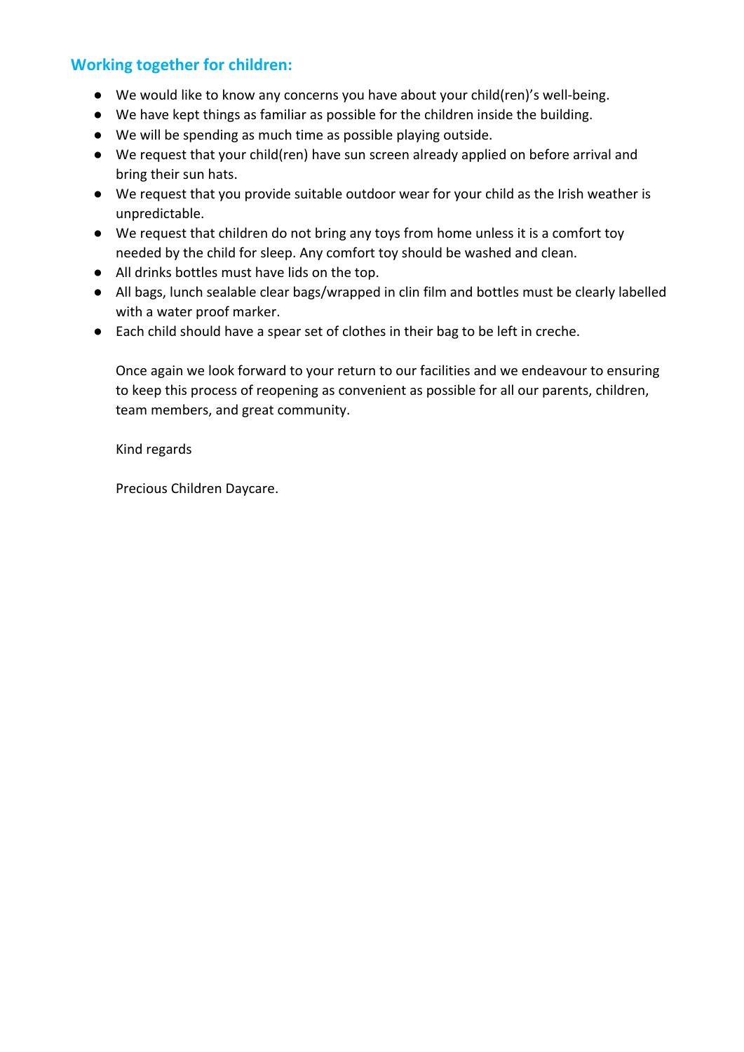## Working together for children:

- We would like to know any concerns you have about your child(ren)'s well-being.
- We have kept things as familiar as possible for the children inside the building.
- We will be spending as much time as possible playing outside.
- We request that your child(ren) have sun screen already applied on before arrival and bring their sun hats.
- We request that you provide suitable outdoor wear for your child as the Irish weather is unpredictable.
- We request that children do not bring any toys from home unless it is a comfort toy needed by the child for sleep. Any comfort toy should be washed and clean.
- All drinks bottles must have lids on the top.
- All bags, lunch sealable clear bags/wrapped in clin film and bottles must be clearly labelled with a water proof marker.
- Each child should have a spear set of clothes in their bag to be left in creche.

Once again we look forward to your return to our facilities and we endeavour to ensuring to keep this process of reopening as convenient as possible for all our parents, children, team members, and great community.

Kind regards

Precious Children Daycare.